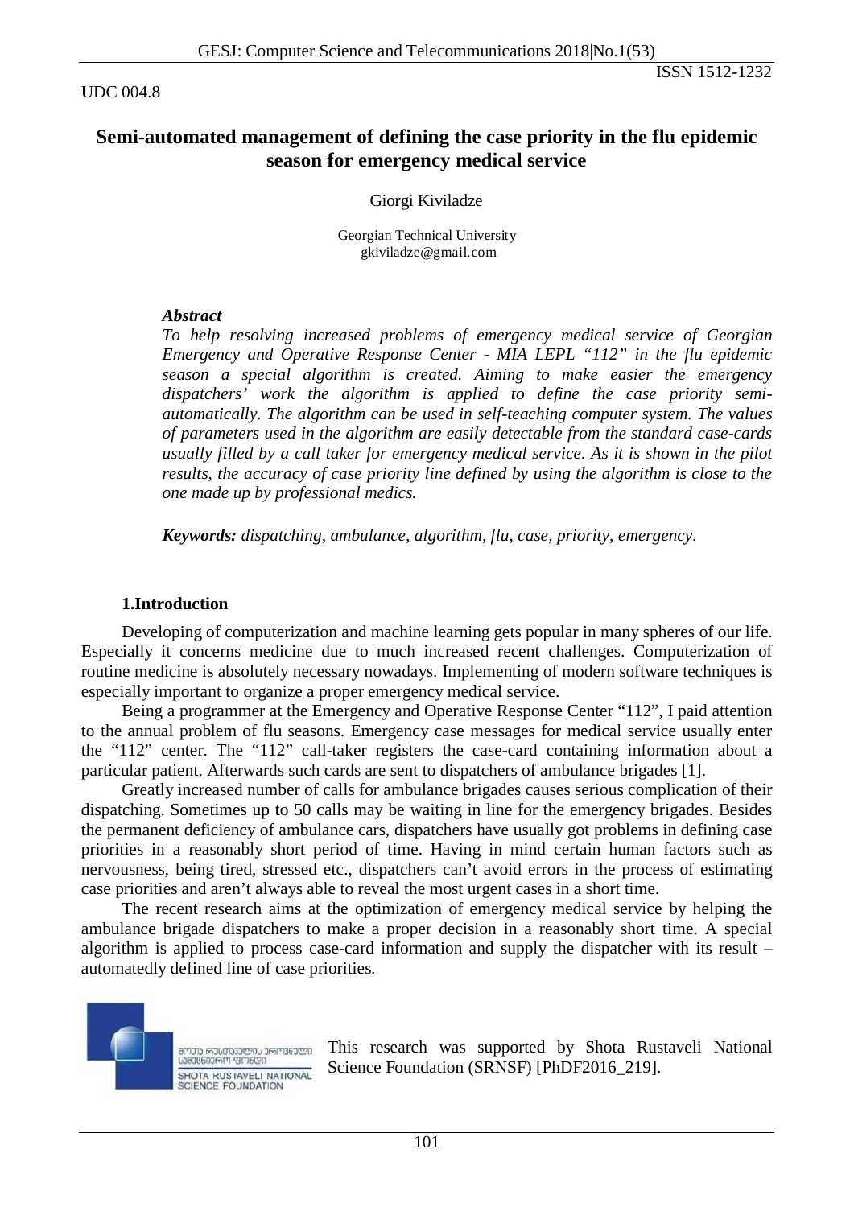UDC 004.8

# Semi-automated management of defining the case priority in the flu epidemic season for emergency medical service

Giorgi Kiviladze

Georgian Technical University
gkiviladze@gmail.com

***Abstract***

*To help resolving increased problems of emergency medical service of Georgian Emergency and Operative Response Center - MIA LEPL "112" in the flu epidemic season a special algorithm is created. Aiming to make easier the emergency dispatchers' work the algorithm is applied to define the case priority semi-automatically. The algorithm can be used in self-teaching computer system. The values of parameters used in the algorithm are easily detectable from the standard case-cards usually filled by a call taker for emergency medical service. As it is shown in the pilot results, the accuracy of case priority line defined by using the algorithm is close to the one made up by professional medics.*

***Keywords:*** *dispatching, ambulance, algorithm, flu, case, priority, emergency.*

## 1.Introduction

Developing of computerization and machine learning gets popular in many spheres of our life. Especially it concerns medicine due to much increased recent challenges. Computerization of routine medicine is absolutely necessary nowadays. Implementing of modern software techniques is especially important to organize a proper emergency medical service.

Being a programmer at the Emergency and Operative Response Center "112", I paid attention to the annual problem of flu seasons. Emergency case messages for medical service usually enter the "112" center. The "112" call-taker registers the case-card containing information about a particular patient. Afterwards such cards are sent to dispatchers of ambulance brigades [1].

Greatly increased number of calls for ambulance brigades causes serious complication of their dispatching. Sometimes up to 50 calls may be waiting in line for the emergency brigades. Besides the permanent deficiency of ambulance cars, dispatchers have usually got problems in defining case priorities in a reasonably short period of time. Having in mind certain human factors such as nervousness, being tired, stressed etc., dispatchers can't avoid errors in the process of estimating case priorities and aren't always able to reveal the most urgent cases in a short time.

The recent research aims at the optimization of emergency medical service by helping the ambulance brigade dispatchers to make a proper decision in a reasonably short time. A special algorithm is applied to process case-card information and supply the dispatcher with its result – automatedly defined line of case priorities.

SHOTA RUSTAVELI NATIONAL SCIENCE FOUNDATION

This research was supported by Shota Rustaveli National Science Foundation (SRNSF) [PhDF2016_219].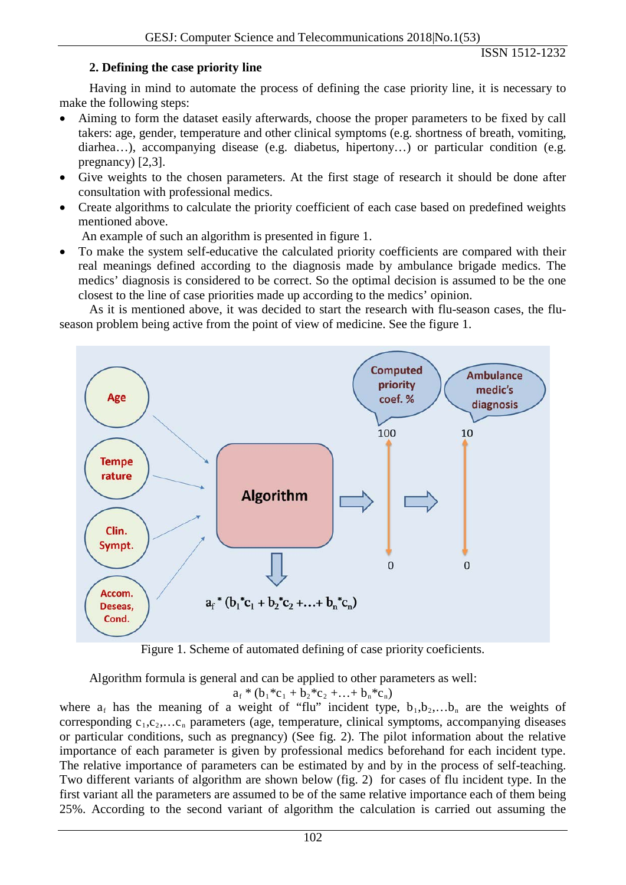## 2. Defining the case priority line

Having in mind to automate the process of defining the case priority line, it is necessary to make the following steps:

- Aiming to form the dataset easily afterwards, choose the proper parameters to be fixed by call takers: age, gender, temperature and other clinical symptoms (e.g. shortness of breath, vomiting, diarhea…), accompanying disease (e.g. diabetus, hipertony…) or particular condition (e.g. pregnancy) [2,3].
- Give weights to the chosen parameters. At the first stage of research it should be done after consultation with professional medics.
- Create algorithms to calculate the priority coefficient of each case based on predefined weights mentioned above.
 An example of such an algorithm is presented in figure 1.
- To make the system self-educative the calculated priority coefficients are compared with their real meanings defined according to the diagnosis made by ambulance brigade medics. The medics' diagnosis is considered to be correct. So the optimal decision is assumed to be the one closest to the line of case priorities made up according to the medics' opinion.

As it is mentioned above, it was decided to start the research with flu-season cases, the flu-season problem being active from the point of view of medicine. See the figure 1.

Figure 1. Scheme of automated defining of case priority coeficients.

Algorithm formula is general and can be applied to other parameters as well:

$$a_f * (b_1*c_1 + b_2*c_2 + \ldots + b_n*c_n)$$

where $a_f$ has the meaning of a weight of "flu" incident type, $b_1, b_2, \ldots b_n$ are the weights of corresponding $c_1, c_2, \ldots c_n$ parameters (age, temperature, clinical symptoms, accompanying diseases or particular conditions, such as pregnancy) (See fig. 2). The pilot information about the relative importance of each parameter is given by professional medics beforehand for each incident type. The relative importance of parameters can be estimated by and by in the process of self-teaching. Two different variants of algorithm are shown below (fig. 2) for cases of flu incident type. In the first variant all the parameters are assumed to be of the same relative importance each of them being 25%. According to the second variant of algorithm the calculation is carried out assuming the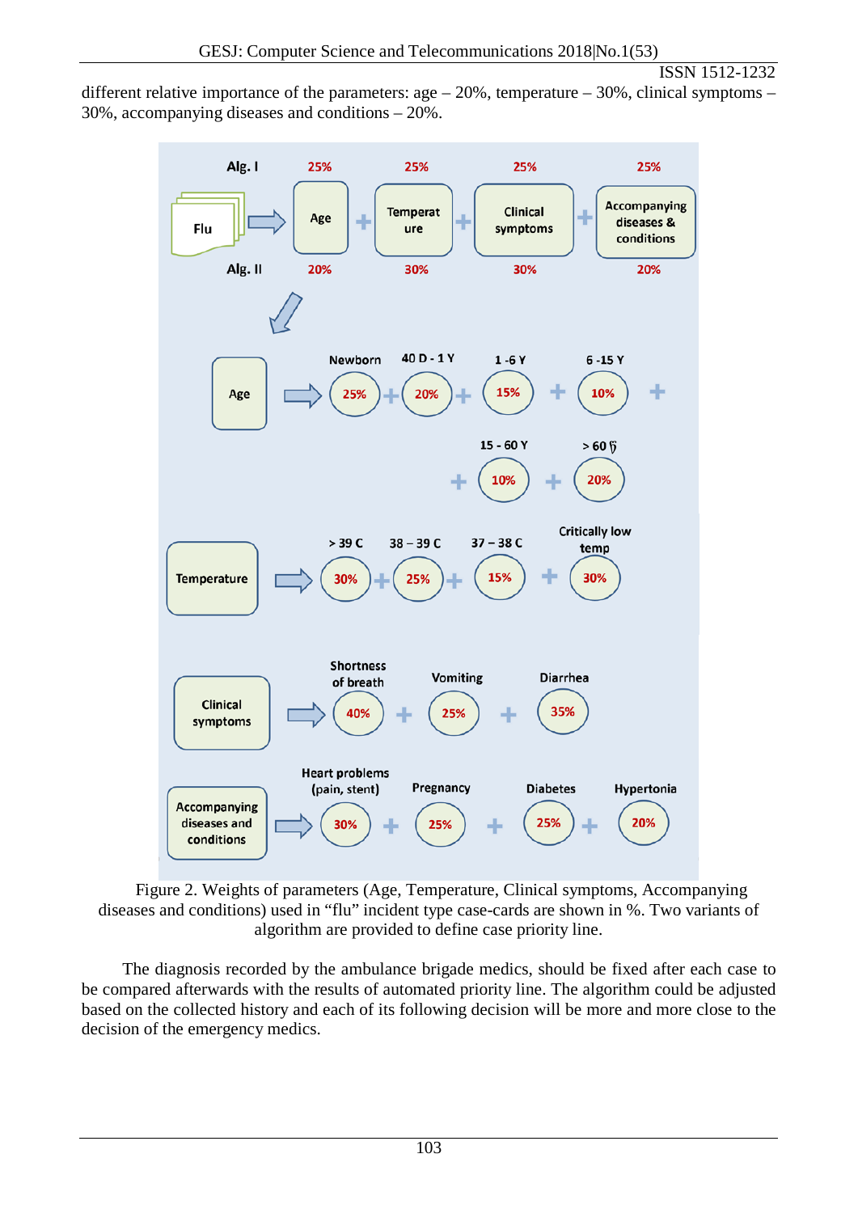different relative importance of the parameters: age – 20%, temperature – 30%, clinical symptoms – 30%, accompanying diseases and conditions – 20%.

Figure 2. Weights of parameters (Age, Temperature, Clinical symptoms, Accompanying diseases and conditions) used in “flu” incident type case-cards are shown in %. Two variants of algorithm are provided to define case priority line.

The diagnosis recorded by the ambulance brigade medics, should be fixed after each case to be compared afterwards with the results of automated priority line. The algorithm could be adjusted based on the collected history and each of its following decision will be more and more close to the decision of the emergency medics.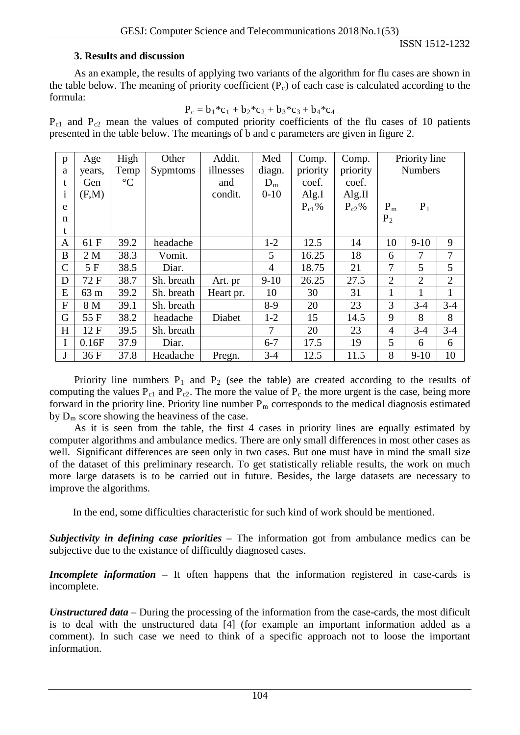### 3. Results and discussion

As an example, the results of applying two variants of the algorithm for flu cases are shown in the table below. The meaning of priority coefficient ($P_c$) of each case is calculated according to the formula:

$$P_c = b_1 * c_1 + b_2 * c_2 + b_3 * c_3 + b_4 * c_4$$

$P_{c1}$ and $P_{c2}$ mean the values of computed priority coefficients of the flu cases of 10 patients presented in the table below. The meanings of b and c parameters are given in figure 2.

| patient | Age years, Gen (F,M) | High Temp °C | Other Sypmtoms | Addit. illnesses and condit. | Med diagn. $D_m$ 0-10 | Comp. priority coef. Alg.I $P_{c1}$% | Comp. priority coef. Alg.II $P_{c2}$% | Priority line Numbers $P_m$ | $P_1$ | $P_2$ |
|---|---|---|---|---|---|---|---|---|---|---|
| A | 61 F | 39.2 | headache | | 1-2 | 12.5 | 14 | 10 | 9-10 | 9 |
| B | 2 M | 38.3 | Vomit. | | 5 | 16.25 | 18 | 6 | 7 | 7 |
| C | 5 F | 38.5 | Diar. | | 4 | 18.75 | 21 | 7 | 5 | 5 |
| D | 72 F | 38.7 | Sh. breath | Art. pr | 9-10 | 26.25 | 27.5 | 2 | 2 | 2 |
| E | 63 m | 39.2 | Sh. breath | Heart pr. | 10 | 30 | 31 | 1 | 1 | 1 |
| F | 8 M | 39.1 | Sh. breath | | 8-9 | 20 | 23 | 3 | 3-4 | 3-4 |
| G | 55 F | 38.2 | headache | Diabet | 1-2 | 15 | 14.5 | 9 | 8 | 8 |
| H | 12 F | 39.5 | Sh. breath | | 7 | 20 | 23 | 4 | 3-4 | 3-4 |
| I | 0.16F | 37.9 | Diar. | | 6-7 | 17.5 | 19 | 5 | 6 | 6 |
| J | 36 F | 37.8 | Headache | Pregn. | 3-4 | 12.5 | 11.5 | 8 | 9-10 | 10 |

Priority line numbers $P_1$ and $P_2$ (see the table) are created according to the results of computing the values $P_{c1}$ and $P_{c2}$. The more the value of $P_c$ the more urgent is the case, being more forward in the priority line. Priority line number $P_m$ corresponds to the medical diagnosis estimated by $D_m$ score showing the heaviness of the case.

As it is seen from the table, the first 4 cases in priority lines are equally estimated by computer algorithms and ambulance medics. There are only small differences in most other cases as well. Significant differences are seen only in two cases. But one must have in mind the small size of the dataset of this preliminary research. To get statistically reliable results, the work on much more large datasets is to be carried out in future. Besides, the large datasets are necessary to improve the algorithms.

In the end, some difficulties characteristic for such kind of work should be mentioned.

***Subjectivity in defining case priorities*** – The information got from ambulance medics can be subjective due to the existance of difficultly diagnosed cases.

***Incomplete information*** – It often happens that the information registered in case-cards is incomplete.

***Unstructured data*** – During the processing of the information from the case-cards, the most dificult is to deal with the unstructured data [4] (for example an important information added as a comment). In such case we need to think of a specific approach not to loose the important information.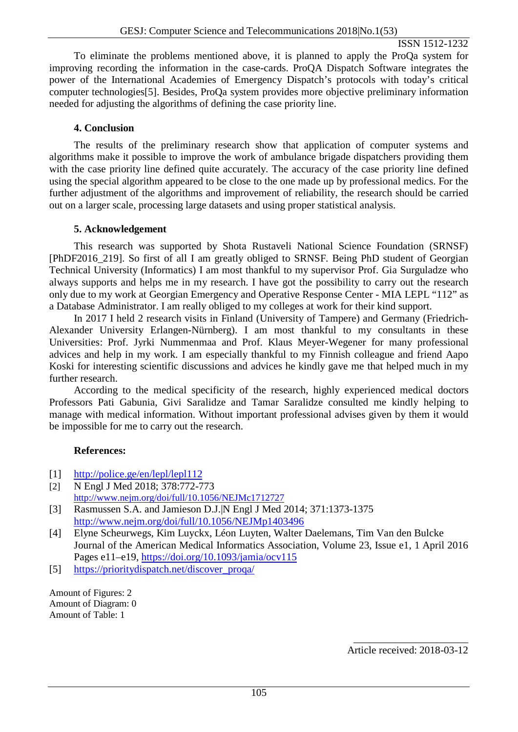To eliminate the problems mentioned above, it is planned to apply the ProQa system for improving recording the information in the case-cards. ProQA Dispatch Software integrates the power of the International Academies of Emergency Dispatch's protocols with today's critical computer technologies[5]. Besides, ProQa system provides more objective preliminary information needed for adjusting the algorithms of defining the case priority line.

## 4. Conclusion

The results of the preliminary research show that application of computer systems and algorithms make it possible to improve the work of ambulance brigade dispatchers providing them with the case priority line defined quite accurately. The accuracy of the case priority line defined using the special algorithm appeared to be close to the one made up by professional medics. For the further adjustment of the algorithms and improvement of reliability, the research should be carried out on a larger scale, processing large datasets and using proper statistical analysis.

## 5. Acknowledgement

This research was supported by Shota Rustaveli National Science Foundation (SRNSF) [PhDF2016_219]. So first of all I am greatly obliged to SRNSF. Being PhD student of Georgian Technical University (Informatics) I am most thankful to my supervisor Prof. Gia Surguladze who always supports and helps me in my research. I have got the possibility to carry out the research only due to my work at Georgian Emergency and Operative Response Center - MIA LEPL "112" as a Database Administrator. I am really obliged to my colleges at work for their kind support.

In 2017 I held 2 research visits in Finland (University of Tampere) and Germany (Friedrich-Alexander University Erlangen-Nürnberg). I am most thankful to my consultants in these Universities: Prof. Jyrki Nummenmaa and Prof. Klaus Meyer-Wegener for many professional advices and help in my work. I am especially thankful to my Finnish colleague and friend Aapo Koski for interesting scientific discussions and advices he kindly gave me that helped much in my further research.

According to the medical specificity of the research, highly experienced medical doctors Professors Pati Gabunia, Givi Saralidze and Tamar Saralidze consulted me kindly helping to manage with medical information. Without important professional advises given by them it would be impossible for me to carry out the research.

## References:

[1] http://police.ge/en/lepl/lepl112

[2] N Engl J Med 2018; 378:772-773 http://www.nejm.org/doi/full/10.1056/NEJMc1712727

[3] Rasmussen S.A. and Jamieson D.J.|N Engl J Med 2014; 371:1373-1375 http://www.nejm.org/doi/full/10.1056/NEJMp1403496

[4] Elyne Scheurwegs, Kim Luyckx, Léon Luyten, Walter Daelemans, Tim Van den Bulcke Journal of the American Medical Informatics Association, Volume 23, Issue e1, 1 April 2016 Pages e11–e19, https://doi.org/10.1093/jamia/ocv115

[5] https://prioritydispatch.net/discover_proqa/

Amount of Figures: 2
Amount of Diagram: 0
Amount of Table: 1

Article received: 2018-03-12